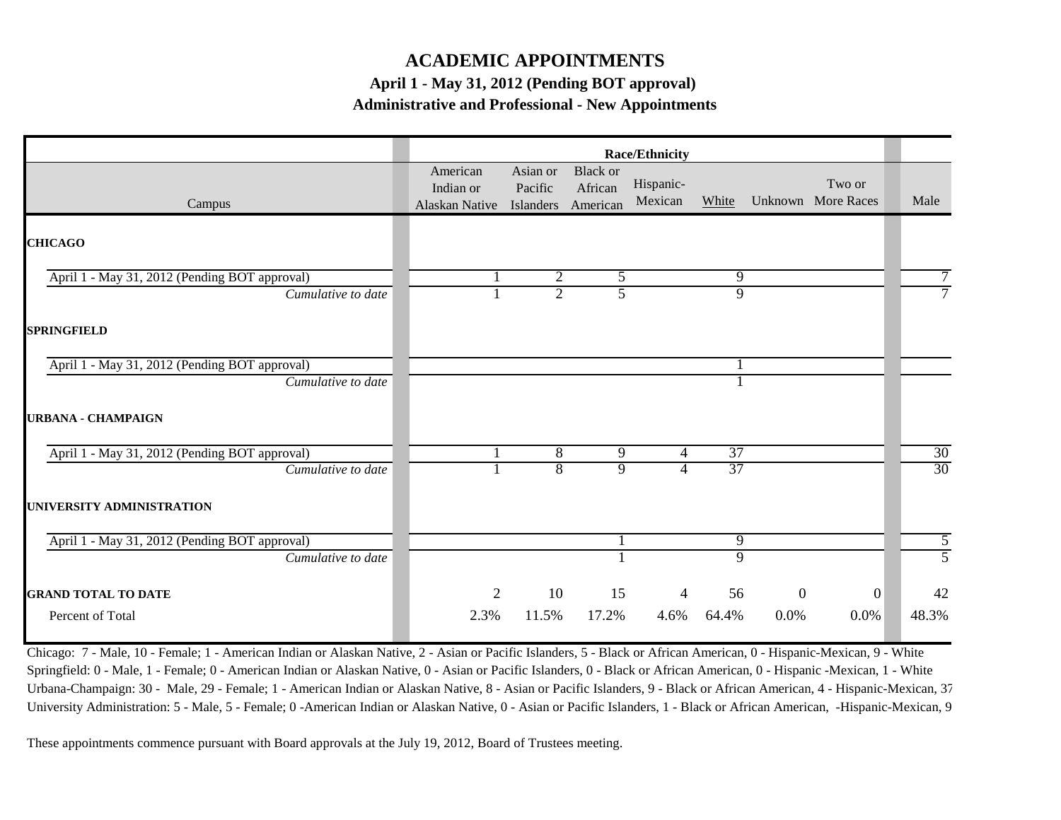# ACADEMIC APPOINTMENTS

### April 1 - May 31, 2012 (Pending BOT approval)

### Administrative and Professional - New Appointments

| Campus | Race/Ethnicity | | | | | | | |
|---|---|---|---|---|---|---|---|---|
| | American Indian or Alaskan Native | Asian or Pacific Islanders | Black or African American | Hispanic-Mexican | White | Unknown | Two or More Races | Male |
| **CHICAGO** | | | | | | | | |
| April 1 - May 31, 2012 (Pending BOT approval) | 1 | 2 | 5 | | 9 | | | 7 |
| *Cumulative to date* | 1 | 2 | 5 | | 9 | | | 7 |
| **SPRINGFIELD** | | | | | | | | |
| April 1 - May 31, 2012 (Pending BOT approval) | | | | | 1 | | | |
| *Cumulative to date* | | | | | 1 | | | |
| **URBANA - CHAMPAIGN** | | | | | | | | |
| April 1 - May 31, 2012 (Pending BOT approval) | 1 | 8 | 9 | 4 | 37 | | | 30 |
| *Cumulative to date* | 1 | 8 | 9 | 4 | 37 | | | 30 |
| **UNIVERSITY ADMINISTRATION** | | | | | | | | |
| April 1 - May 31, 2012 (Pending BOT approval) | | | 1 | | 9 | | | 5 |
| *Cumulative to date* | | | 1 | | 9 | | | 5 |
| **GRAND TOTAL TO DATE** | 2 | 10 | 15 | 4 | 56 | 0 | 0 | 42 |
| Percent of Total | 2.3% | 11.5% | 17.2% | 4.6% | 64.4% | 0.0% | 0.0% | 48.3% |

Chicago: 7 - Male, 10 - Female; 1 - American Indian or Alaskan Native, 2 - Asian or Pacific Islanders, 5 - Black or African American, 0 - Hispanic-Mexican, 9 - White
Springfield: 0 - Male, 1 - Female; 0 - American Indian or Alaskan Native, 0 - Asian or Pacific Islanders, 0 - Black or African American, 0 - Hispanic -Mexican, 1 - White
Urbana-Champaign: 30 - Male, 29 - Female; 1 - American Indian or Alaskan Native, 8 - Asian or Pacific Islanders, 9 - Black or African American, 4 - Hispanic-Mexican, 37
University Administration: 5 - Male, 5 - Female; 0 -American Indian or Alaskan Native, 0 - Asian or Pacific Islanders, 1 - Black or African American, -Hispanic-Mexican, 9

These appointments commence pursuant with Board approvals at the July 19, 2012, Board of Trustees meeting.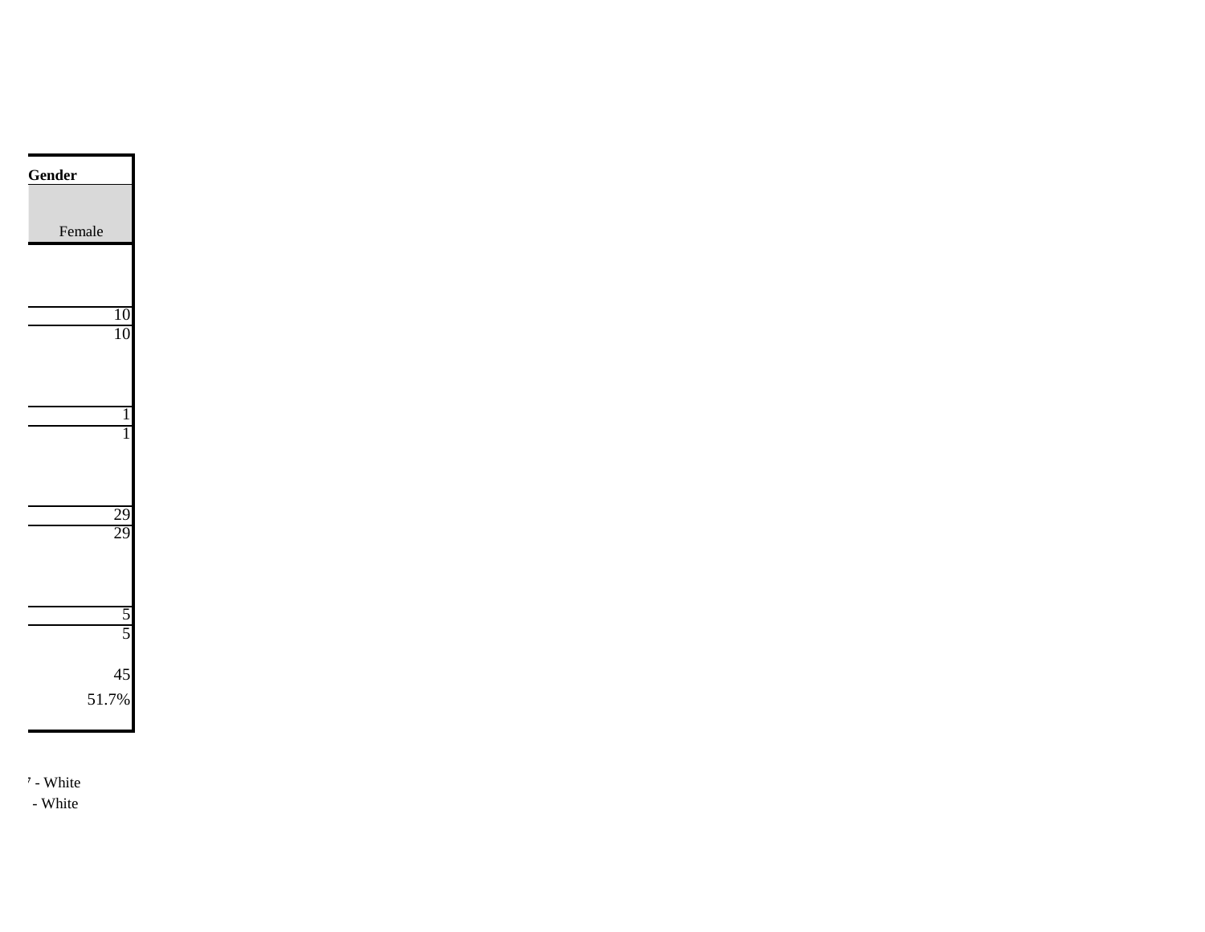| Gender |
| --- |
| Female |
| |
| 10 |
| 10 |
| |
| 1 |
| 1 |
| |
| 29 |
| 29 |
| |
| 5 |
| 5 |
| 45 |
| 51.7% |

' - White
- White